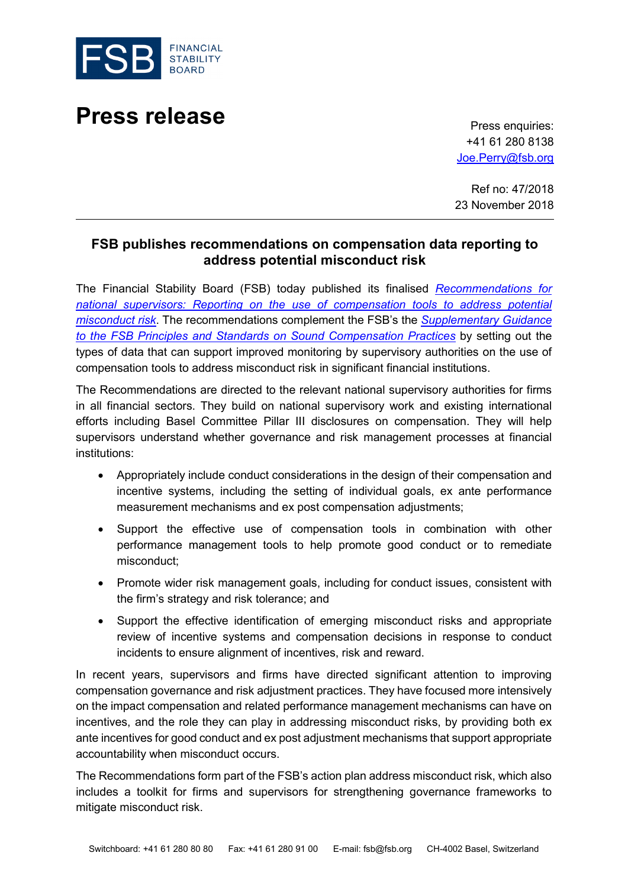FSB FINANCIAL STABILITY BOARD

# Press release

Press enquiries:
+41 61 280 8138
Joe.Perry@fsb.org

Ref no: 47/2018
23 November 2018

## FSB publishes recommendations on compensation data reporting to address potential misconduct risk

The Financial Stability Board (FSB) today published its finalised *Recommendations for national supervisors: Reporting on the use of compensation tools to address potential misconduct risk*. The recommendations complement the FSB's the *Supplementary Guidance to the FSB Principles and Standards on Sound Compensation Practices* by setting out the types of data that can support improved monitoring by supervisory authorities on the use of compensation tools to address misconduct risk in significant financial institutions.

The Recommendations are directed to the relevant national supervisory authorities for firms in all financial sectors. They build on national supervisory work and existing international efforts including Basel Committee Pillar III disclosures on compensation. They will help supervisors understand whether governance and risk management processes at financial institutions:

- Appropriately include conduct considerations in the design of their compensation and incentive systems, including the setting of individual goals, ex ante performance measurement mechanisms and ex post compensation adjustments;
- Support the effective use of compensation tools in combination with other performance management tools to help promote good conduct or to remediate misconduct;
- Promote wider risk management goals, including for conduct issues, consistent with the firm's strategy and risk tolerance; and
- Support the effective identification of emerging misconduct risks and appropriate review of incentive systems and compensation decisions in response to conduct incidents to ensure alignment of incentives, risk and reward.

In recent years, supervisors and firms have directed significant attention to improving compensation governance and risk adjustment practices. They have focused more intensively on the impact compensation and related performance management mechanisms can have on incentives, and the role they can play in addressing misconduct risks, by providing both ex ante incentives for good conduct and ex post adjustment mechanisms that support appropriate accountability when misconduct occurs.

The Recommendations form part of the FSB's action plan address misconduct risk, which also includes a toolkit for firms and supervisors for strengthening governance frameworks to mitigate misconduct risk.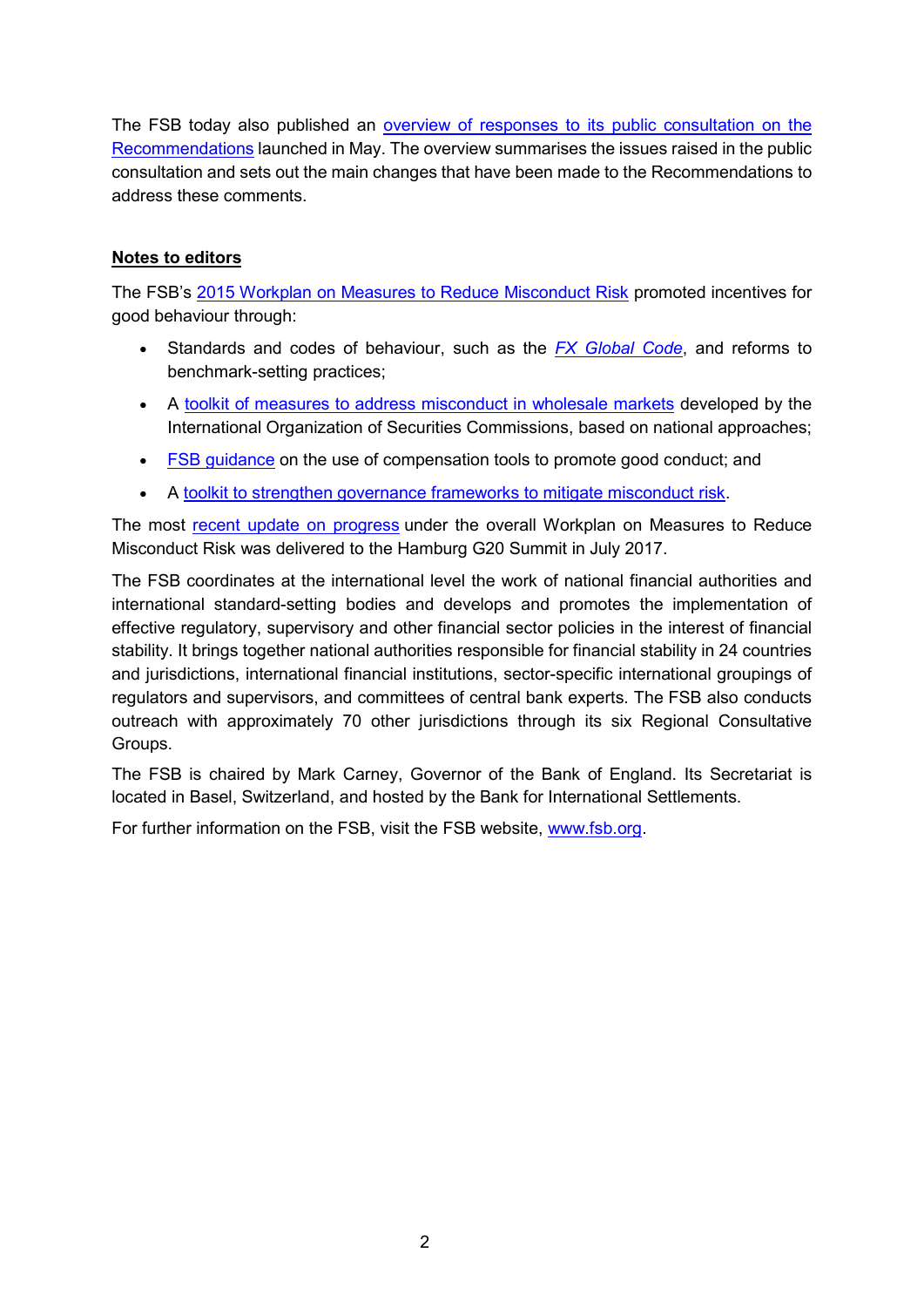The FSB today also published an overview of responses to its public consultation on the Recommendations launched in May. The overview summarises the issues raised in the public consultation and sets out the main changes that have been made to the Recommendations to address these comments.

**Notes to editors**

The FSB's 2015 Workplan on Measures to Reduce Misconduct Risk promoted incentives for good behaviour through:

- Standards and codes of behaviour, such as the *FX Global Code*, and reforms to benchmark-setting practices;
- A toolkit of measures to address misconduct in wholesale markets developed by the International Organization of Securities Commissions, based on national approaches;
- FSB guidance on the use of compensation tools to promote good conduct; and
- A toolkit to strengthen governance frameworks to mitigate misconduct risk.

The most recent update on progress under the overall Workplan on Measures to Reduce Misconduct Risk was delivered to the Hamburg G20 Summit in July 2017.

The FSB coordinates at the international level the work of national financial authorities and international standard-setting bodies and develops and promotes the implementation of effective regulatory, supervisory and other financial sector policies in the interest of financial stability. It brings together national authorities responsible for financial stability in 24 countries and jurisdictions, international financial institutions, sector-specific international groupings of regulators and supervisors, and committees of central bank experts. The FSB also conducts outreach with approximately 70 other jurisdictions through its six Regional Consultative Groups.

The FSB is chaired by Mark Carney, Governor of the Bank of England. Its Secretariat is located in Basel, Switzerland, and hosted by the Bank for International Settlements.

For further information on the FSB, visit the FSB website, www.fsb.org.